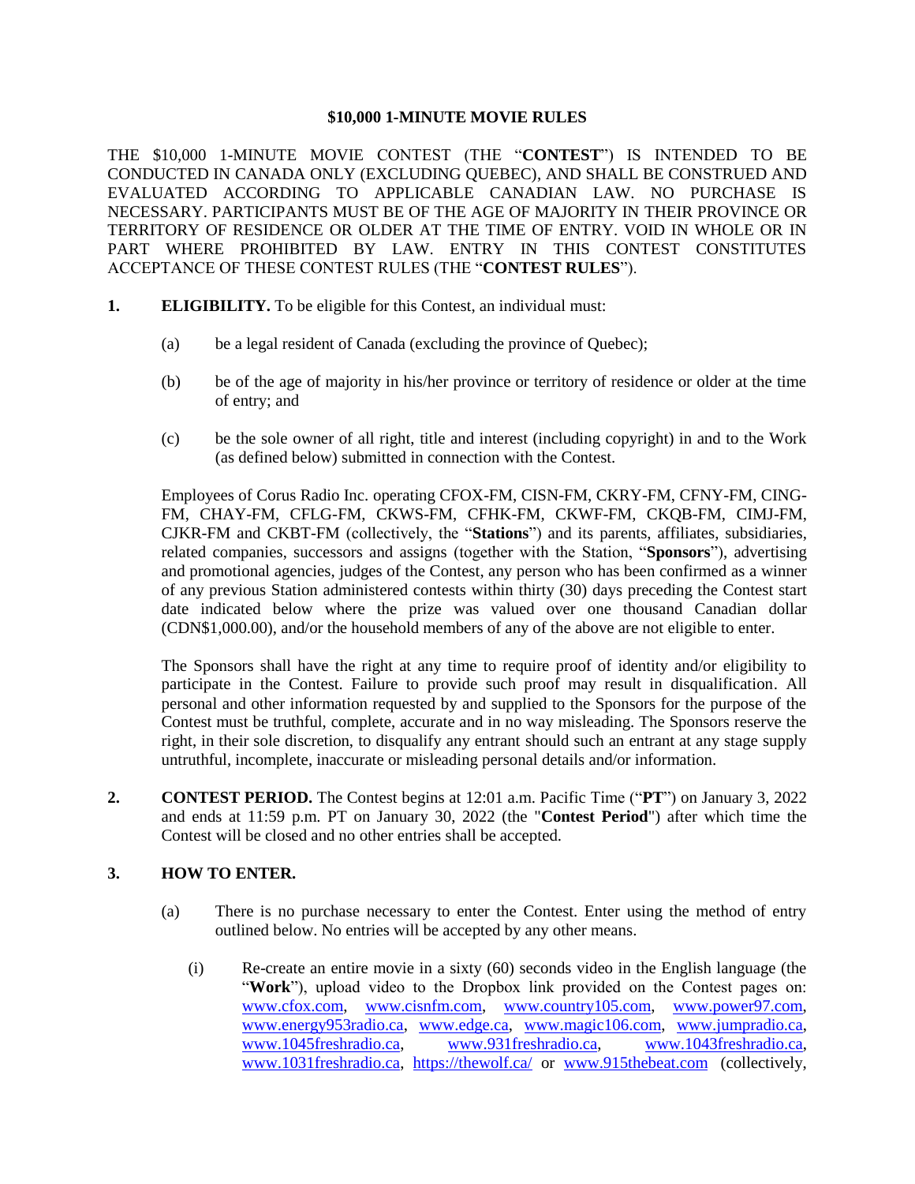# $10,000 1-MINUTE MOVIE RULES

THE $10,000 1-MINUTE MOVIE CONTEST (THE "**CONTEST**") IS INTENDED TO BE CONDUCTED IN CANADA ONLY (EXCLUDING QUEBEC), AND SHALL BE CONSTRUED AND EVALUATED ACCORDING TO APPLICABLE CANADIAN LAW. NO PURCHASE IS NECESSARY. PARTICIPANTS MUST BE OF THE AGE OF MAJORITY IN THEIR PROVINCE OR TERRITORY OF RESIDENCE OR OLDER AT THE TIME OF ENTRY. VOID IN WHOLE OR IN PART WHERE PROHIBITED BY LAW. ENTRY IN THIS CONTEST CONSTITUTES ACCEPTANCE OF THESE CONTEST RULES (THE "**CONTEST RULES**").

**1. ELIGIBILITY.** To be eligible for this Contest, an individual must:

(a) be a legal resident of Canada (excluding the province of Quebec);

(b) be of the age of majority in his/her province or territory of residence or older at the time of entry; and

(c) be the sole owner of all right, title and interest (including copyright) in and to the Work (as defined below) submitted in connection with the Contest.

Employees of Corus Radio Inc. operating CFOX-FM, CISN-FM, CKRY-FM, CFNY-FM, CING-FM, CHAY-FM, CFLG-FM, CKWS-FM, CFHK-FM, CKWF-FM, CKQB-FM, CIMJ-FM, CJKR-FM and CKBT-FM (collectively, the "**Stations**") and its parents, affiliates, subsidiaries, related companies, successors and assigns (together with the Station, "**Sponsors**"), advertising and promotional agencies, judges of the Contest, any person who has been confirmed as a winner of any previous Station administered contests within thirty (30) days preceding the Contest start date indicated below where the prize was valued over one thousand Canadian dollar (CDN$1,000.00), and/or the household members of any of the above are not eligible to enter.

The Sponsors shall have the right at any time to require proof of identity and/or eligibility to participate in the Contest. Failure to provide such proof may result in disqualification. All personal and other information requested by and supplied to the Sponsors for the purpose of the Contest must be truthful, complete, accurate and in no way misleading. The Sponsors reserve the right, in their sole discretion, to disqualify any entrant should such an entrant at any stage supply untruthful, incomplete, inaccurate or misleading personal details and/or information.

**2. CONTEST PERIOD.** The Contest begins at 12:01 a.m. Pacific Time ("**PT**") on January 3, 2022 and ends at 11:59 p.m. PT on January 30, 2022 (the "**Contest Period**") after which time the Contest will be closed and no other entries shall be accepted.

**3. HOW TO ENTER.**

(a) There is no purchase necessary to enter the Contest. Enter using the method of entry outlined below. No entries will be accepted by any other means.

(i) Re-create an entire movie in a sixty (60) seconds video in the English language (the "**Work**"), upload video to the Dropbox link provided on the Contest pages on: www.cfox.com, www.cisnfm.com, www.country105.com, www.power97.com, www.energy953radio.ca, www.edge.ca, www.magic106.com, www.jumpradio.ca, www.1045freshradio.ca, www.931freshradio.ca, www.1043freshradio.ca, www.1031freshradio.ca, https://thewolf.ca/ or www.915thebeat.com (collectively,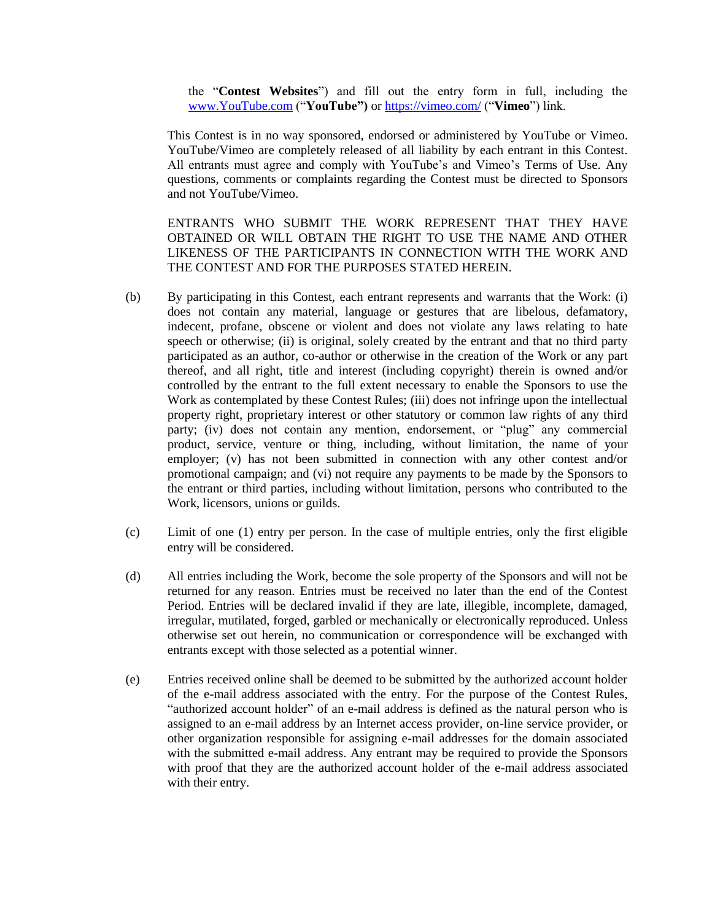the "**Contest Websites**") and fill out the entry form in full, including the [www.YouTube.com](http://www.YouTube.com) ("**YouTube")** or [https://vimeo.com/](https://vimeo.com/) ("**Vimeo**") link.

This Contest is in no way sponsored, endorsed or administered by YouTube or Vimeo. YouTube/Vimeo are completely released of all liability by each entrant in this Contest. All entrants must agree and comply with YouTube's and Vimeo's Terms of Use. Any questions, comments or complaints regarding the Contest must be directed to Sponsors and not YouTube/Vimeo.

ENTRANTS WHO SUBMIT THE WORK REPRESENT THAT THEY HAVE OBTAINED OR WILL OBTAIN THE RIGHT TO USE THE NAME AND OTHER LIKENESS OF THE PARTICIPANTS IN CONNECTION WITH THE WORK AND THE CONTEST AND FOR THE PURPOSES STATED HEREIN.

(b) By participating in this Contest, each entrant represents and warrants that the Work: (i) does not contain any material, language or gestures that are libelous, defamatory, indecent, profane, obscene or violent and does not violate any laws relating to hate speech or otherwise; (ii) is original, solely created by the entrant and that no third party participated as an author, co-author or otherwise in the creation of the Work or any part thereof, and all right, title and interest (including copyright) therein is owned and/or controlled by the entrant to the full extent necessary to enable the Sponsors to use the Work as contemplated by these Contest Rules; (iii) does not infringe upon the intellectual property right, proprietary interest or other statutory or common law rights of any third party; (iv) does not contain any mention, endorsement, or "plug" any commercial product, service, venture or thing, including, without limitation, the name of your employer; (v) has not been submitted in connection with any other contest and/or promotional campaign; and (vi) not require any payments to be made by the Sponsors to the entrant or third parties, including without limitation, persons who contributed to the Work, licensors, unions or guilds.

(c) Limit of one (1) entry per person. In the case of multiple entries, only the first eligible entry will be considered.

(d) All entries including the Work, become the sole property of the Sponsors and will not be returned for any reason. Entries must be received no later than the end of the Contest Period. Entries will be declared invalid if they are late, illegible, incomplete, damaged, irregular, mutilated, forged, garbled or mechanically or electronically reproduced. Unless otherwise set out herein, no communication or correspondence will be exchanged with entrants except with those selected as a potential winner.

(e) Entries received online shall be deemed to be submitted by the authorized account holder of the e-mail address associated with the entry. For the purpose of the Contest Rules, "authorized account holder" of an e-mail address is defined as the natural person who is assigned to an e-mail address by an Internet access provider, on-line service provider, or other organization responsible for assigning e-mail addresses for the domain associated with the submitted e-mail address. Any entrant may be required to provide the Sponsors with proof that they are the authorized account holder of the e-mail address associated with their entry.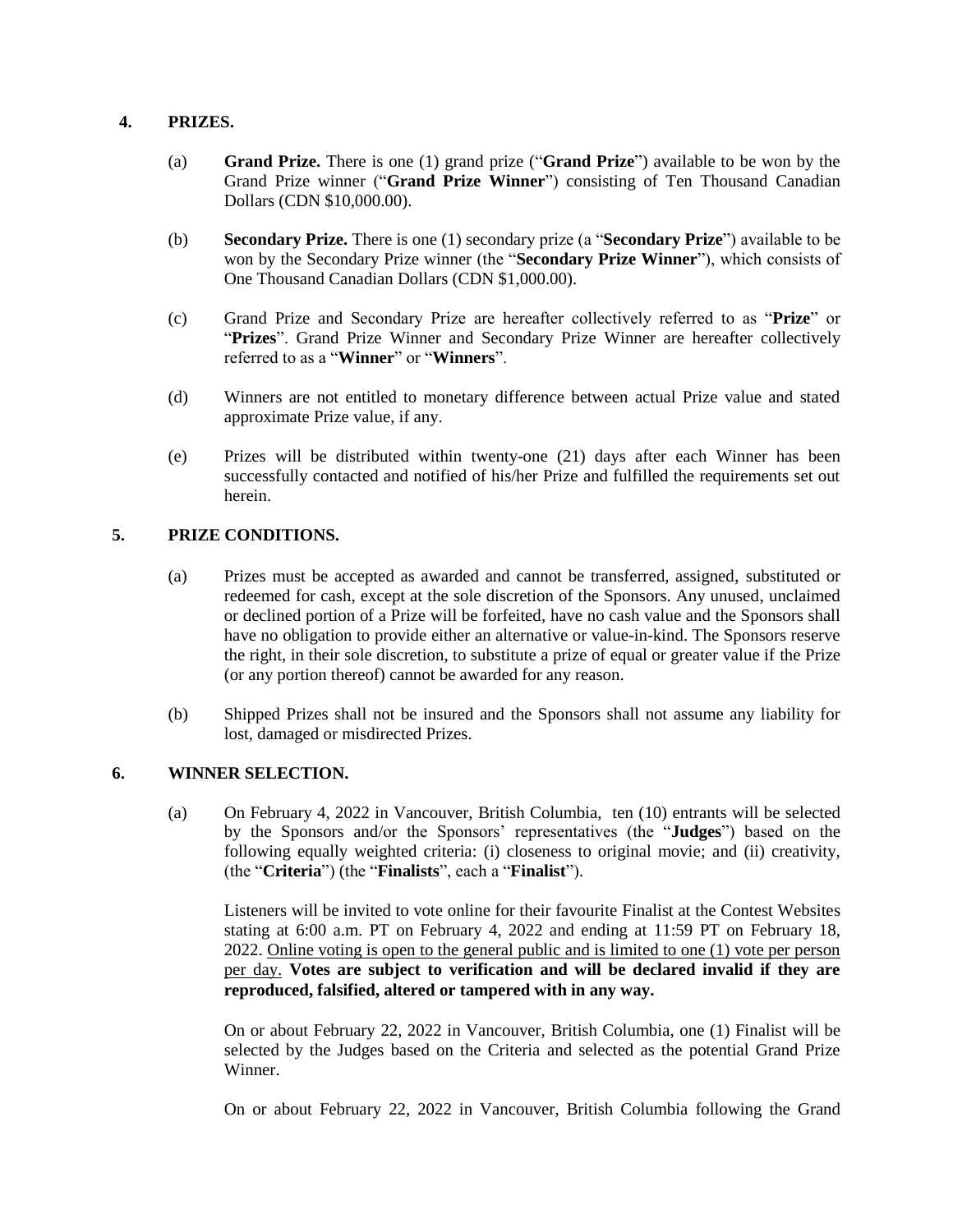## 4. PRIZES.

(a) **Grand Prize.** There is one (1) grand prize ("**Grand Prize**") available to be won by the Grand Prize winner ("**Grand Prize Winner**") consisting of Ten Thousand Canadian Dollars (CDN $10,000.00).

(b) **Secondary Prize.** There is one (1) secondary prize (a "**Secondary Prize**") available to be won by the Secondary Prize winner (the "**Secondary Prize Winner**"), which consists of One Thousand Canadian Dollars (CDN $1,000.00).

(c) Grand Prize and Secondary Prize are hereafter collectively referred to as "**Prize**" or "**Prizes**". Grand Prize Winner and Secondary Prize Winner are hereafter collectively referred to as a "**Winner**" or "**Winners**".

(d) Winners are not entitled to monetary difference between actual Prize value and stated approximate Prize value, if any.

(e) Prizes will be distributed within twenty-one (21) days after each Winner has been successfully contacted and notified of his/her Prize and fulfilled the requirements set out herein.

## 5. PRIZE CONDITIONS.

(a) Prizes must be accepted as awarded and cannot be transferred, assigned, substituted or redeemed for cash, except at the sole discretion of the Sponsors. Any unused, unclaimed or declined portion of a Prize will be forfeited, have no cash value and the Sponsors shall have no obligation to provide either an alternative or value-in-kind. The Sponsors reserve the right, in their sole discretion, to substitute a prize of equal or greater value if the Prize (or any portion thereof) cannot be awarded for any reason.

(b) Shipped Prizes shall not be insured and the Sponsors shall not assume any liability for lost, damaged or misdirected Prizes.

## 6. WINNER SELECTION.

(a) On February 4, 2022 in Vancouver, British Columbia, ten (10) entrants will be selected by the Sponsors and/or the Sponsors' representatives (the "**Judges**") based on the following equally weighted criteria: (i) closeness to original movie; and (ii) creativity, (the "**Criteria**") (the "**Finalists**", each a "**Finalist**").

Listeners will be invited to vote online for their favourite Finalist at the Contest Websites stating at 6:00 a.m. PT on February 4, 2022 and ending at 11:59 PT on February 18, 2022. Online voting is open to the general public and is limited to one (1) vote per person per day. **Votes are subject to verification and will be declared invalid if they are reproduced, falsified, altered or tampered with in any way.**

On or about February 22, 2022 in Vancouver, British Columbia, one (1) Finalist will be selected by the Judges based on the Criteria and selected as the potential Grand Prize Winner.

On or about February 22, 2022 in Vancouver, British Columbia following the Grand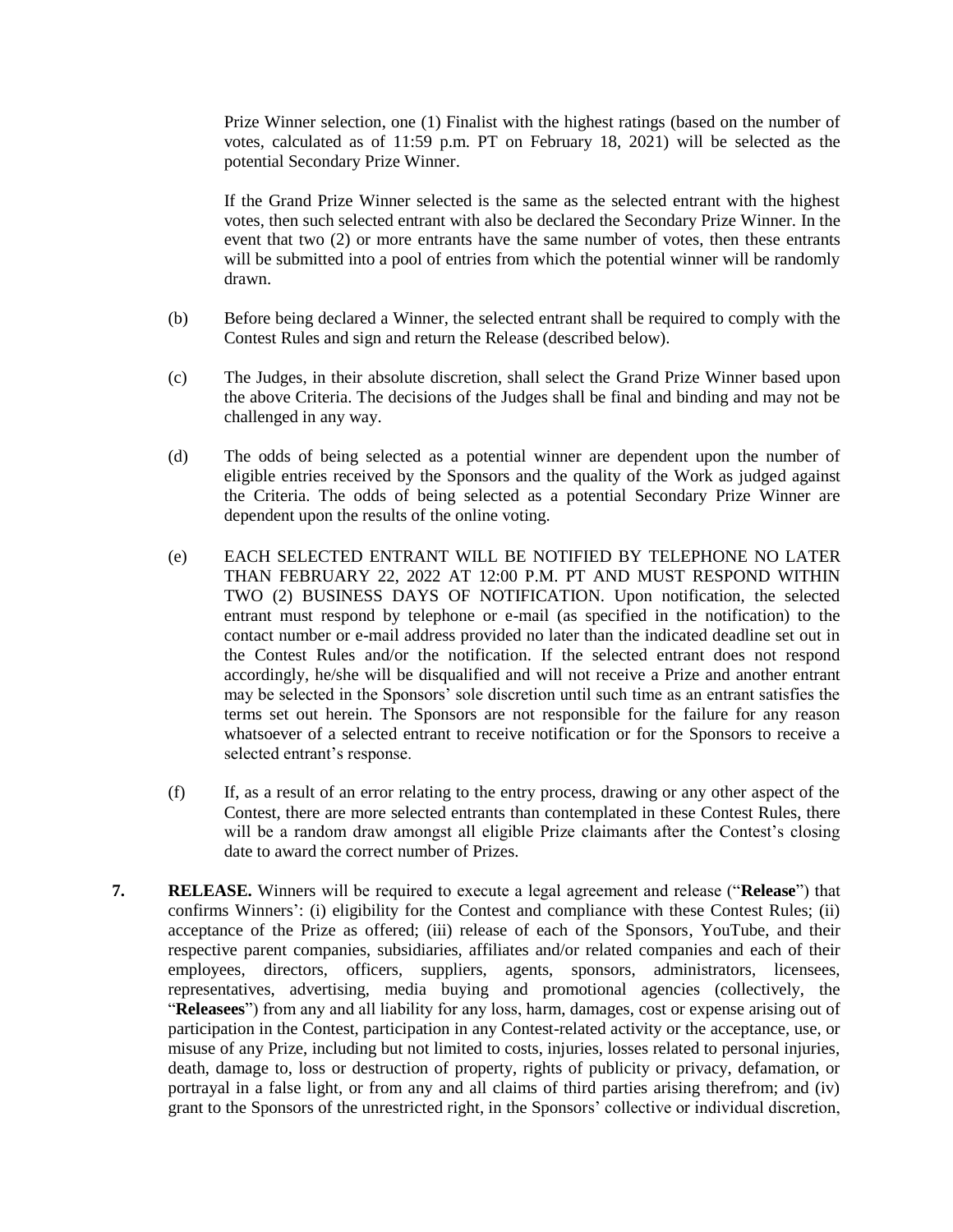Prize Winner selection, one (1) Finalist with the highest ratings (based on the number of votes, calculated as of 11:59 p.m. PT on February 18, 2021) will be selected as the potential Secondary Prize Winner.

If the Grand Prize Winner selected is the same as the selected entrant with the highest votes, then such selected entrant with also be declared the Secondary Prize Winner. In the event that two (2) or more entrants have the same number of votes, then these entrants will be submitted into a pool of entries from which the potential winner will be randomly drawn.

(b) Before being declared a Winner, the selected entrant shall be required to comply with the Contest Rules and sign and return the Release (described below).

(c) The Judges, in their absolute discretion, shall select the Grand Prize Winner based upon the above Criteria. The decisions of the Judges shall be final and binding and may not be challenged in any way.

(d) The odds of being selected as a potential winner are dependent upon the number of eligible entries received by the Sponsors and the quality of the Work as judged against the Criteria. The odds of being selected as a potential Secondary Prize Winner are dependent upon the results of the online voting.

(e) EACH SELECTED ENTRANT WILL BE NOTIFIED BY TELEPHONE NO LATER THAN FEBRUARY 22, 2022 AT 12:00 P.M. PT AND MUST RESPOND WITHIN TWO (2) BUSINESS DAYS OF NOTIFICATION. Upon notification, the selected entrant must respond by telephone or e-mail (as specified in the notification) to the contact number or e-mail address provided no later than the indicated deadline set out in the Contest Rules and/or the notification. If the selected entrant does not respond accordingly, he/she will be disqualified and will not receive a Prize and another entrant may be selected in the Sponsors' sole discretion until such time as an entrant satisfies the terms set out herein. The Sponsors are not responsible for the failure for any reason whatsoever of a selected entrant to receive notification or for the Sponsors to receive a selected entrant's response.

(f) If, as a result of an error relating to the entry process, drawing or any other aspect of the Contest, there are more selected entrants than contemplated in these Contest Rules, there will be a random draw amongst all eligible Prize claimants after the Contest's closing date to award the correct number of Prizes.

**7. RELEASE.** Winners will be required to execute a legal agreement and release ("**Release**") that confirms Winners': (i) eligibility for the Contest and compliance with these Contest Rules; (ii) acceptance of the Prize as offered; (iii) release of each of the Sponsors, YouTube, and their respective parent companies, subsidiaries, affiliates and/or related companies and each of their employees, directors, officers, suppliers, agents, sponsors, administrators, licensees, representatives, advertising, media buying and promotional agencies (collectively, the "**Releasees**") from any and all liability for any loss, harm, damages, cost or expense arising out of participation in the Contest, participation in any Contest-related activity or the acceptance, use, or misuse of any Prize, including but not limited to costs, injuries, losses related to personal injuries, death, damage to, loss or destruction of property, rights of publicity or privacy, defamation, or portrayal in a false light, or from any and all claims of third parties arising therefrom; and (iv) grant to the Sponsors of the unrestricted right, in the Sponsors' collective or individual discretion,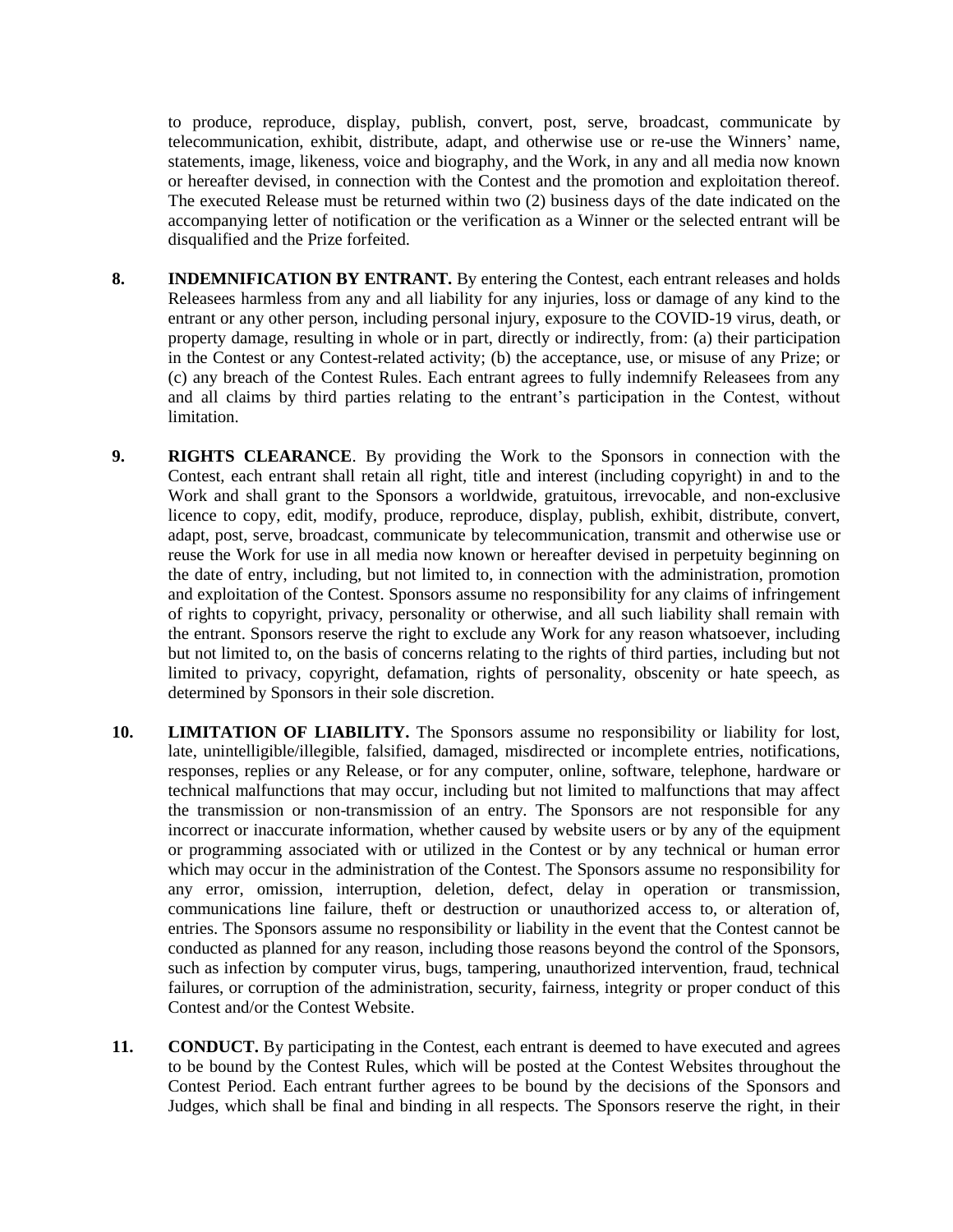to produce, reproduce, display, publish, convert, post, serve, broadcast, communicate by telecommunication, exhibit, distribute, adapt, and otherwise use or re-use the Winners' name, statements, image, likeness, voice and biography, and the Work, in any and all media now known or hereafter devised, in connection with the Contest and the promotion and exploitation thereof. The executed Release must be returned within two (2) business days of the date indicated on the accompanying letter of notification or the verification as a Winner or the selected entrant will be disqualified and the Prize forfeited.

8. **INDEMNIFICATION BY ENTRANT.** By entering the Contest, each entrant releases and holds Releasees harmless from any and all liability for any injuries, loss or damage of any kind to the entrant or any other person, including personal injury, exposure to the COVID-19 virus, death, or property damage, resulting in whole or in part, directly or indirectly, from: (a) their participation in the Contest or any Contest-related activity; (b) the acceptance, use, or misuse of any Prize; or (c) any breach of the Contest Rules. Each entrant agrees to fully indemnify Releasees from any and all claims by third parties relating to the entrant's participation in the Contest, without limitation.

9. **RIGHTS CLEARANCE**. By providing the Work to the Sponsors in connection with the Contest, each entrant shall retain all right, title and interest (including copyright) in and to the Work and shall grant to the Sponsors a worldwide, gratuitous, irrevocable, and non-exclusive licence to copy, edit, modify, produce, reproduce, display, publish, exhibit, distribute, convert, adapt, post, serve, broadcast, communicate by telecommunication, transmit and otherwise use or reuse the Work for use in all media now known or hereafter devised in perpetuity beginning on the date of entry, including, but not limited to, in connection with the administration, promotion and exploitation of the Contest. Sponsors assume no responsibility for any claims of infringement of rights to copyright, privacy, personality or otherwise, and all such liability shall remain with the entrant. Sponsors reserve the right to exclude any Work for any reason whatsoever, including but not limited to, on the basis of concerns relating to the rights of third parties, including but not limited to privacy, copyright, defamation, rights of personality, obscenity or hate speech, as determined by Sponsors in their sole discretion.

10. **LIMITATION OF LIABILITY.** The Sponsors assume no responsibility or liability for lost, late, unintelligible/illegible, falsified, damaged, misdirected or incomplete entries, notifications, responses, replies or any Release, or for any computer, online, software, telephone, hardware or technical malfunctions that may occur, including but not limited to malfunctions that may affect the transmission or non-transmission of an entry. The Sponsors are not responsible for any incorrect or inaccurate information, whether caused by website users or by any of the equipment or programming associated with or utilized in the Contest or by any technical or human error which may occur in the administration of the Contest. The Sponsors assume no responsibility for any error, omission, interruption, deletion, defect, delay in operation or transmission, communications line failure, theft or destruction or unauthorized access to, or alteration of, entries. The Sponsors assume no responsibility or liability in the event that the Contest cannot be conducted as planned for any reason, including those reasons beyond the control of the Sponsors, such as infection by computer virus, bugs, tampering, unauthorized intervention, fraud, technical failures, or corruption of the administration, security, fairness, integrity or proper conduct of this Contest and/or the Contest Website.

11. **CONDUCT.** By participating in the Contest, each entrant is deemed to have executed and agrees to be bound by the Contest Rules, which will be posted at the Contest Websites throughout the Contest Period. Each entrant further agrees to be bound by the decisions of the Sponsors and Judges, which shall be final and binding in all respects. The Sponsors reserve the right, in their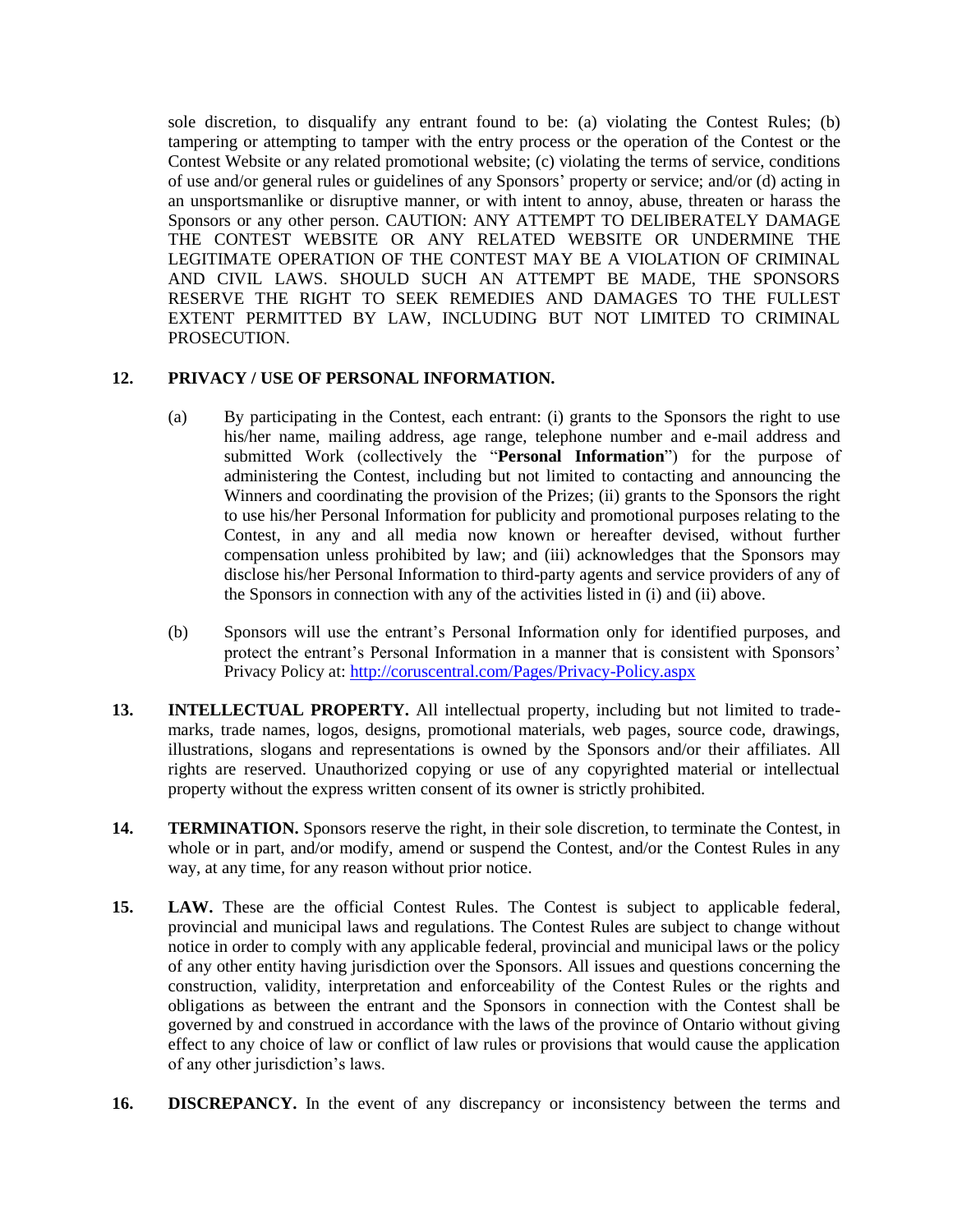sole discretion, to disqualify any entrant found to be: (a) violating the Contest Rules; (b) tampering or attempting to tamper with the entry process or the operation of the Contest or the Contest Website or any related promotional website; (c) violating the terms of service, conditions of use and/or general rules or guidelines of any Sponsors' property or service; and/or (d) acting in an unsportsmanlike or disruptive manner, or with intent to annoy, abuse, threaten or harass the Sponsors or any other person. CAUTION: ANY ATTEMPT TO DELIBERATELY DAMAGE THE CONTEST WEBSITE OR ANY RELATED WEBSITE OR UNDERMINE THE LEGITIMATE OPERATION OF THE CONTEST MAY BE A VIOLATION OF CRIMINAL AND CIVIL LAWS. SHOULD SUCH AN ATTEMPT BE MADE, THE SPONSORS RESERVE THE RIGHT TO SEEK REMEDIES AND DAMAGES TO THE FULLEST EXTENT PERMITTED BY LAW, INCLUDING BUT NOT LIMITED TO CRIMINAL PROSECUTION.

**12. PRIVACY / USE OF PERSONAL INFORMATION.**

(a) By participating in the Contest, each entrant: (i) grants to the Sponsors the right to use his/her name, mailing address, age range, telephone number and e-mail address and submitted Work (collectively the "**Personal Information**") for the purpose of administering the Contest, including but not limited to contacting and announcing the Winners and coordinating the provision of the Prizes; (ii) grants to the Sponsors the right to use his/her Personal Information for publicity and promotional purposes relating to the Contest, in any and all media now known or hereafter devised, without further compensation unless prohibited by law; and (iii) acknowledges that the Sponsors may disclose his/her Personal Information to third-party agents and service providers of any of the Sponsors in connection with any of the activities listed in (i) and (ii) above.

(b) Sponsors will use the entrant's Personal Information only for identified purposes, and protect the entrant's Personal Information in a manner that is consistent with Sponsors' Privacy Policy at: http://coruscentral.com/Pages/Privacy-Policy.aspx

**13. INTELLECTUAL PROPERTY.** All intellectual property, including but not limited to trade-marks, trade names, logos, designs, promotional materials, web pages, source code, drawings, illustrations, slogans and representations is owned by the Sponsors and/or their affiliates. All rights are reserved. Unauthorized copying or use of any copyrighted material or intellectual property without the express written consent of its owner is strictly prohibited.

**14. TERMINATION.** Sponsors reserve the right, in their sole discretion, to terminate the Contest, in whole or in part, and/or modify, amend or suspend the Contest, and/or the Contest Rules in any way, at any time, for any reason without prior notice.

**15. LAW.** These are the official Contest Rules. The Contest is subject to applicable federal, provincial and municipal laws and regulations. The Contest Rules are subject to change without notice in order to comply with any applicable federal, provincial and municipal laws or the policy of any other entity having jurisdiction over the Sponsors. All issues and questions concerning the construction, validity, interpretation and enforceability of the Contest Rules or the rights and obligations as between the entrant and the Sponsors in connection with the Contest shall be governed by and construed in accordance with the laws of the province of Ontario without giving effect to any choice of law or conflict of law rules or provisions that would cause the application of any other jurisdiction's laws.

**16. DISCREPANCY.** In the event of any discrepancy or inconsistency between the terms and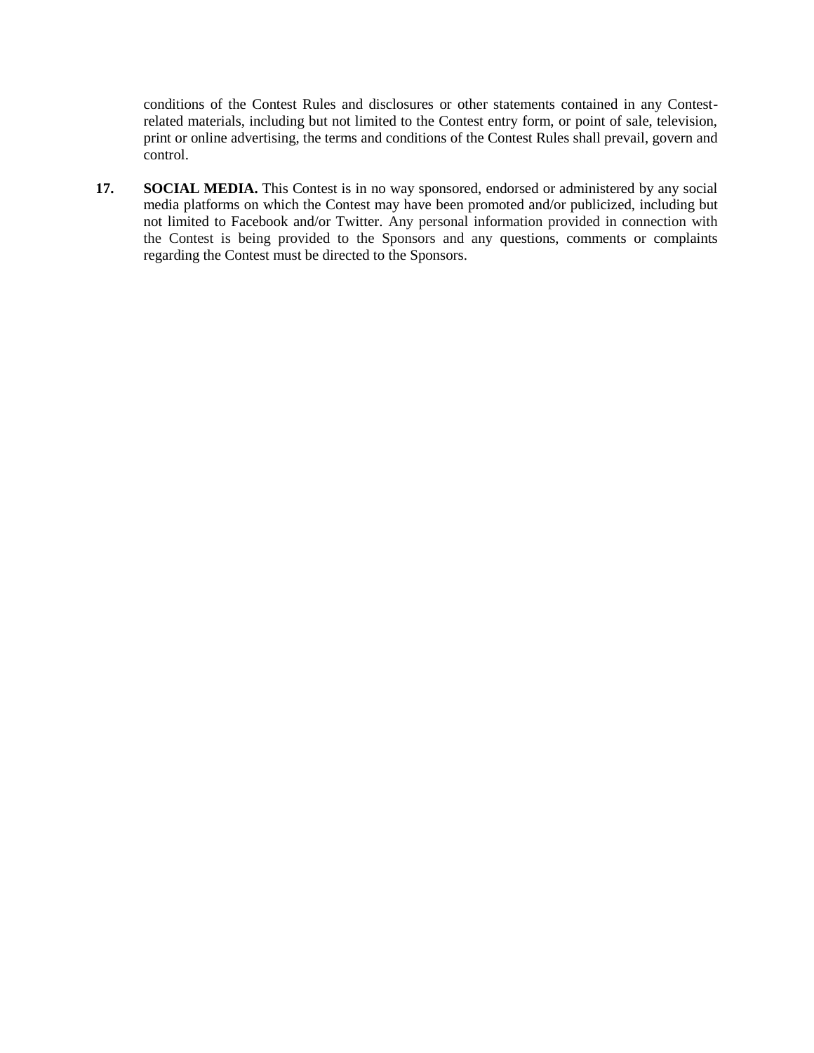conditions of the Contest Rules and disclosures or other statements contained in any Contest-related materials, including but not limited to the Contest entry form, or point of sale, television, print or online advertising, the terms and conditions of the Contest Rules shall prevail, govern and control.

17. **SOCIAL MEDIA.** This Contest is in no way sponsored, endorsed or administered by any social media platforms on which the Contest may have been promoted and/or publicized, including but not limited to Facebook and/or Twitter. Any personal information provided in connection with the Contest is being provided to the Sponsors and any questions, comments or complaints regarding the Contest must be directed to the Sponsors.